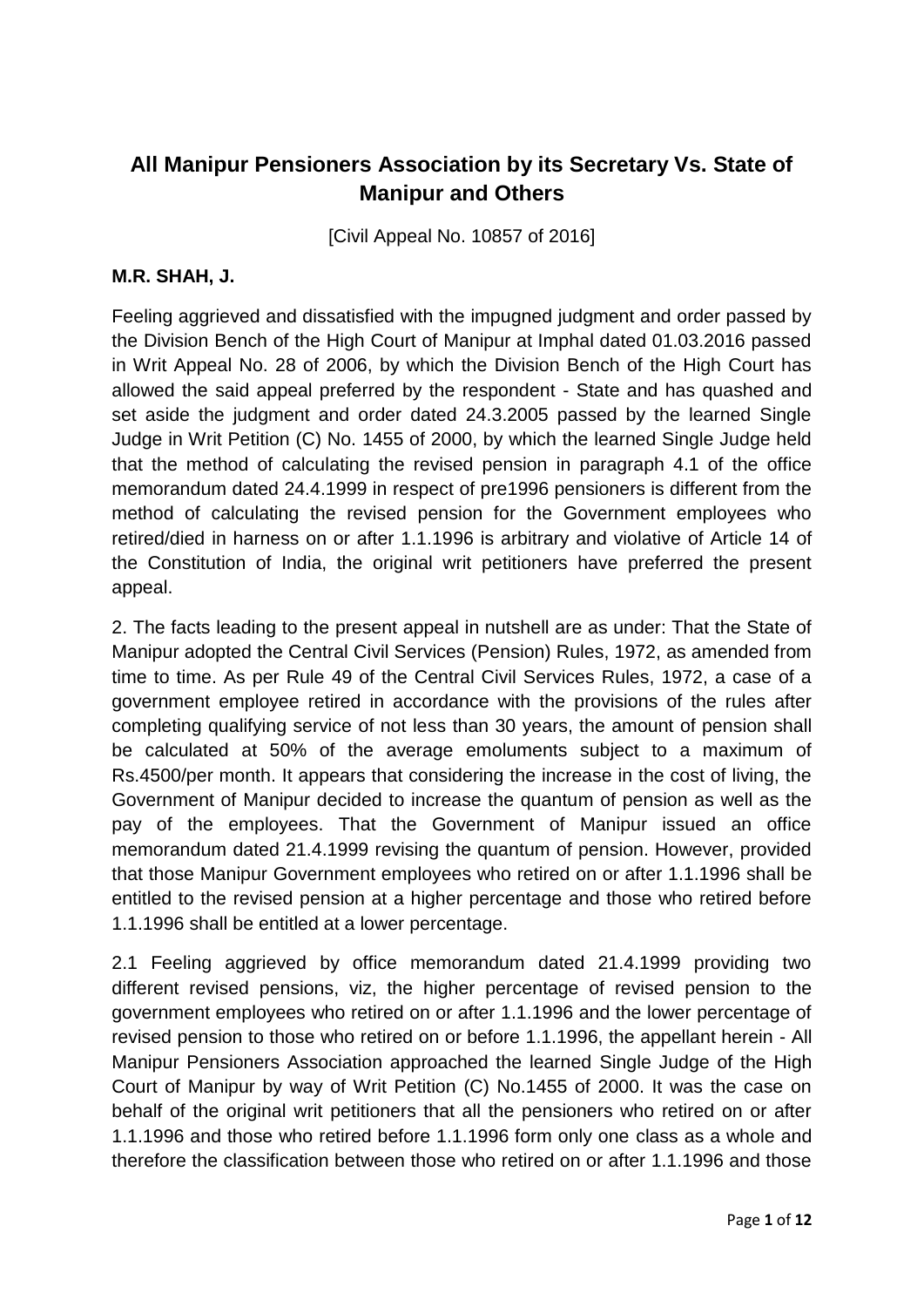## All Manipur Pensioners Association by its Secretary Vs. State of Manipur and Others

[Civil Appeal No. 10857 of 2016]

**M.R. SHAH, J.**

Feeling aggrieved and dissatisfied with the impugned judgment and order passed by the Division Bench of the High Court of Manipur at Imphal dated 01.03.2016 passed in Writ Appeal No. 28 of 2006, by which the Division Bench of the High Court has allowed the said appeal preferred by the respondent - State and has quashed and set aside the judgment and order dated 24.3.2005 passed by the learned Single Judge in Writ Petition (C) No. 1455 of 2000, by which the learned Single Judge held that the method of calculating the revised pension in paragraph 4.1 of the office memorandum dated 24.4.1999 in respect of pre1996 pensioners is different from the method of calculating the revised pension for the Government employees who retired/died in harness on or after 1.1.1996 is arbitrary and violative of Article 14 of the Constitution of India, the original writ petitioners have preferred the present appeal.

2. The facts leading to the present appeal in nutshell are as under: That the State of Manipur adopted the Central Civil Services (Pension) Rules, 1972, as amended from time to time. As per Rule 49 of the Central Civil Services Rules, 1972, a case of a government employee retired in accordance with the provisions of the rules after completing qualifying service of not less than 30 years, the amount of pension shall be calculated at 50% of the average emoluments subject to a maximum of Rs.4500/per month. It appears that considering the increase in the cost of living, the Government of Manipur decided to increase the quantum of pension as well as the pay of the employees. That the Government of Manipur issued an office memorandum dated 21.4.1999 revising the quantum of pension. However, provided that those Manipur Government employees who retired on or after 1.1.1996 shall be entitled to the revised pension at a higher percentage and those who retired before 1.1.1996 shall be entitled at a lower percentage.

2.1 Feeling aggrieved by office memorandum dated 21.4.1999 providing two different revised pensions, viz, the higher percentage of revised pension to the government employees who retired on or after 1.1.1996 and the lower percentage of revised pension to those who retired on or before 1.1.1996, the appellant herein - All Manipur Pensioners Association approached the learned Single Judge of the High Court of Manipur by way of Writ Petition (C) No.1455 of 2000. It was the case on behalf of the original writ petitioners that all the pensioners who retired on or after 1.1.1996 and those who retired before 1.1.1996 form only one class as a whole and therefore the classification between those who retired on or after 1.1.1996 and those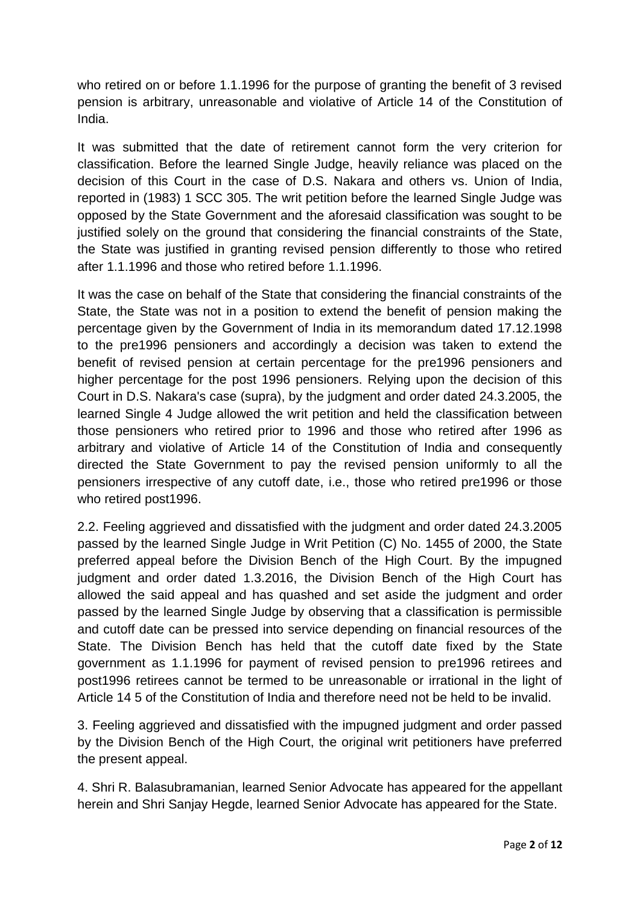who retired on or before 1.1.1996 for the purpose of granting the benefit of 3 revised pension is arbitrary, unreasonable and violative of Article 14 of the Constitution of India.

It was submitted that the date of retirement cannot form the very criterion for classification. Before the learned Single Judge, heavily reliance was placed on the decision of this Court in the case of D.S. Nakara and others vs. Union of India, reported in (1983) 1 SCC 305. The writ petition before the learned Single Judge was opposed by the State Government and the aforesaid classification was sought to be justified solely on the ground that considering the financial constraints of the State, the State was justified in granting revised pension differently to those who retired after 1.1.1996 and those who retired before 1.1.1996.

It was the case on behalf of the State that considering the financial constraints of the State, the State was not in a position to extend the benefit of pension making the percentage given by the Government of India in its memorandum dated 17.12.1998 to the pre1996 pensioners and accordingly a decision was taken to extend the benefit of revised pension at certain percentage for the pre1996 pensioners and higher percentage for the post 1996 pensioners. Relying upon the decision of this Court in D.S. Nakara's case (supra), by the judgment and order dated 24.3.2005, the learned Single 4 Judge allowed the writ petition and held the classification between those pensioners who retired prior to 1996 and those who retired after 1996 as arbitrary and violative of Article 14 of the Constitution of India and consequently directed the State Government to pay the revised pension uniformly to all the pensioners irrespective of any cutoff date, i.e., those who retired pre1996 or those who retired post1996.

2.2. Feeling aggrieved and dissatisfied with the judgment and order dated 24.3.2005 passed by the learned Single Judge in Writ Petition (C) No. 1455 of 2000, the State preferred appeal before the Division Bench of the High Court. By the impugned judgment and order dated 1.3.2016, the Division Bench of the High Court has allowed the said appeal and has quashed and set aside the judgment and order passed by the learned Single Judge by observing that a classification is permissible and cutoff date can be pressed into service depending on financial resources of the State. The Division Bench has held that the cutoff date fixed by the State government as 1.1.1996 for payment of revised pension to pre1996 retirees and post1996 retirees cannot be termed to be unreasonable or irrational in the light of Article 14 5 of the Constitution of India and therefore need not be held to be invalid.

3. Feeling aggrieved and dissatisfied with the impugned judgment and order passed by the Division Bench of the High Court, the original writ petitioners have preferred the present appeal.

4. Shri R. Balasubramanian, learned Senior Advocate has appeared for the appellant herein and Shri Sanjay Hegde, learned Senior Advocate has appeared for the State.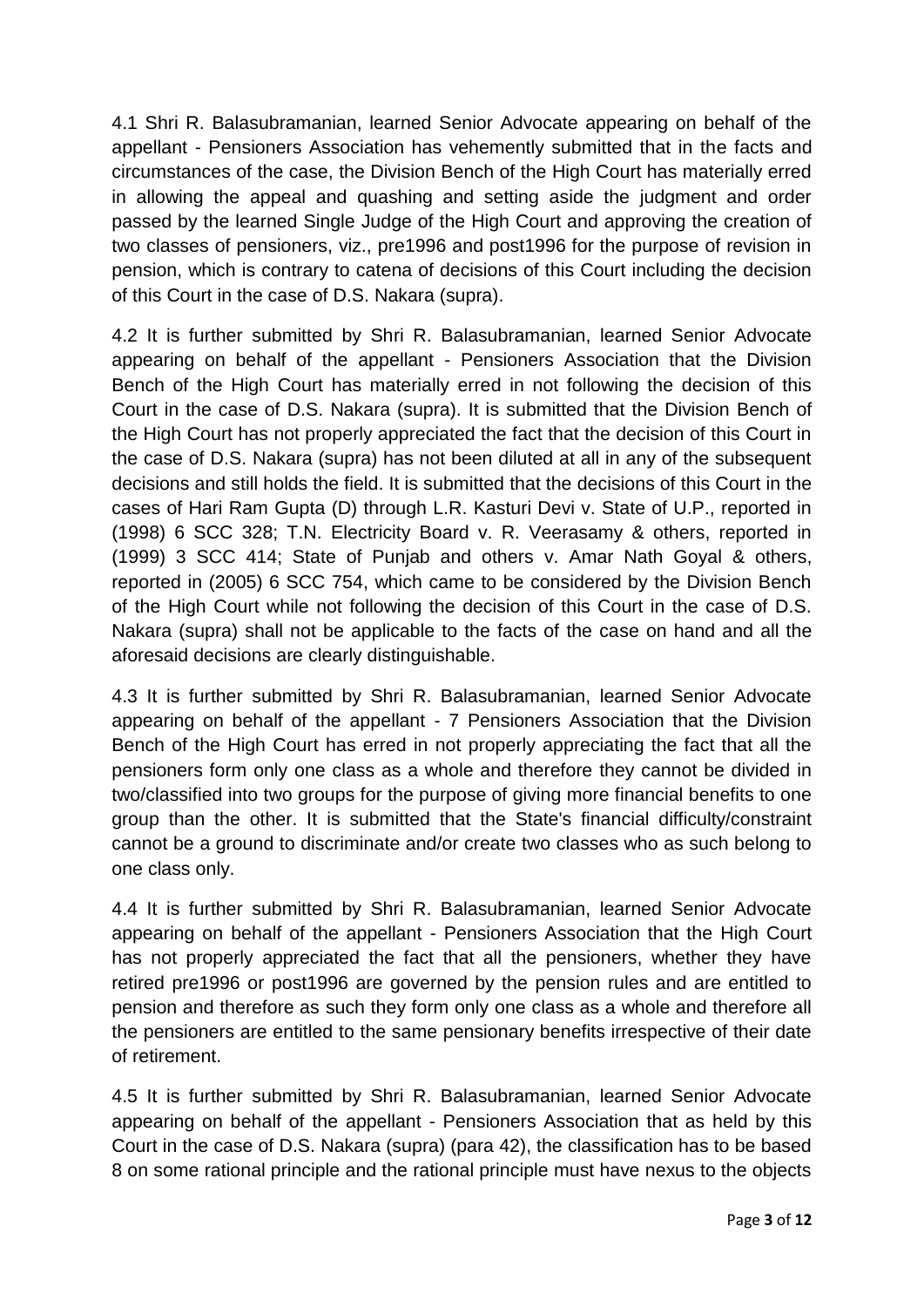4.1 Shri R. Balasubramanian, learned Senior Advocate appearing on behalf of the appellant - Pensioners Association has vehemently submitted that in the facts and circumstances of the case, the Division Bench of the High Court has materially erred in allowing the appeal and quashing and setting aside the judgment and order passed by the learned Single Judge of the High Court and approving the creation of two classes of pensioners, viz., pre1996 and post1996 for the purpose of revision in pension, which is contrary to catena of decisions of this Court including the decision of this Court in the case of D.S. Nakara (supra).

4.2 It is further submitted by Shri R. Balasubramanian, learned Senior Advocate appearing on behalf of the appellant - Pensioners Association that the Division Bench of the High Court has materially erred in not following the decision of this Court in the case of D.S. Nakara (supra). It is submitted that the Division Bench of the High Court has not properly appreciated the fact that the decision of this Court in the case of D.S. Nakara (supra) has not been diluted at all in any of the subsequent decisions and still holds the field. It is submitted that the decisions of this Court in the cases of Hari Ram Gupta (D) through L.R. Kasturi Devi v. State of U.P., reported in (1998) 6 SCC 328; T.N. Electricity Board v. R. Veerasamy & others, reported in (1999) 3 SCC 414; State of Punjab and others v. Amar Nath Goyal & others, reported in (2005) 6 SCC 754, which came to be considered by the Division Bench of the High Court while not following the decision of this Court in the case of D.S. Nakara (supra) shall not be applicable to the facts of the case on hand and all the aforesaid decisions are clearly distinguishable.

4.3 It is further submitted by Shri R. Balasubramanian, learned Senior Advocate appearing on behalf of the appellant - 7 Pensioners Association that the Division Bench of the High Court has erred in not properly appreciating the fact that all the pensioners form only one class as a whole and therefore they cannot be divided in two/classified into two groups for the purpose of giving more financial benefits to one group than the other. It is submitted that the State's financial difficulty/constraint cannot be a ground to discriminate and/or create two classes who as such belong to one class only.

4.4 It is further submitted by Shri R. Balasubramanian, learned Senior Advocate appearing on behalf of the appellant - Pensioners Association that the High Court has not properly appreciated the fact that all the pensioners, whether they have retired pre1996 or post1996 are governed by the pension rules and are entitled to pension and therefore as such they form only one class as a whole and therefore all the pensioners are entitled to the same pensionary benefits irrespective of their date of retirement.

4.5 It is further submitted by Shri R. Balasubramanian, learned Senior Advocate appearing on behalf of the appellant - Pensioners Association that as held by this Court in the case of D.S. Nakara (supra) (para 42), the classification has to be based 8 on some rational principle and the rational principle must have nexus to the objects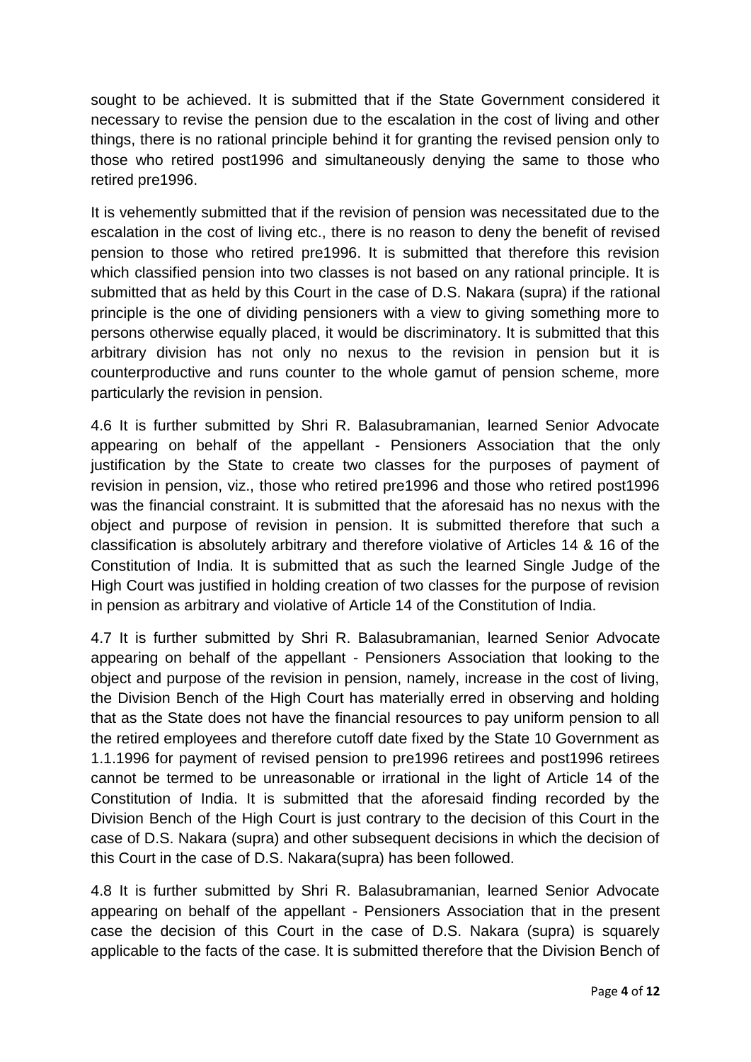sought to be achieved. It is submitted that if the State Government considered it necessary to revise the pension due to the escalation in the cost of living and other things, there is no rational principle behind it for granting the revised pension only to those who retired post1996 and simultaneously denying the same to those who retired pre1996.

It is vehemently submitted that if the revision of pension was necessitated due to the escalation in the cost of living etc., there is no reason to deny the benefit of revised pension to those who retired pre1996. It is submitted that therefore this revision which classified pension into two classes is not based on any rational principle. It is submitted that as held by this Court in the case of D.S. Nakara (supra) if the rational principle is the one of dividing pensioners with a view to giving something more to persons otherwise equally placed, it would be discriminatory. It is submitted that this arbitrary division has not only no nexus to the revision in pension but it is counterproductive and runs counter to the whole gamut of pension scheme, more particularly the revision in pension.

4.6 It is further submitted by Shri R. Balasubramanian, learned Senior Advocate appearing on behalf of the appellant - Pensioners Association that the only justification by the State to create two classes for the purposes of payment of revision in pension, viz., those who retired pre1996 and those who retired post1996 was the financial constraint. It is submitted that the aforesaid has no nexus with the object and purpose of revision in pension. It is submitted therefore that such a classification is absolutely arbitrary and therefore violative of Articles 14 & 16 of the Constitution of India. It is submitted that as such the learned Single Judge of the High Court was justified in holding creation of two classes for the purpose of revision in pension as arbitrary and violative of Article 14 of the Constitution of India.

4.7 It is further submitted by Shri R. Balasubramanian, learned Senior Advocate appearing on behalf of the appellant - Pensioners Association that looking to the object and purpose of the revision in pension, namely, increase in the cost of living, the Division Bench of the High Court has materially erred in observing and holding that as the State does not have the financial resources to pay uniform pension to all the retired employees and therefore cutoff date fixed by the State 10 Government as 1.1.1996 for payment of revised pension to pre1996 retirees and post1996 retirees cannot be termed to be unreasonable or irrational in the light of Article 14 of the Constitution of India. It is submitted that the aforesaid finding recorded by the Division Bench of the High Court is just contrary to the decision of this Court in the case of D.S. Nakara (supra) and other subsequent decisions in which the decision of this Court in the case of D.S. Nakara(supra) has been followed.

4.8 It is further submitted by Shri R. Balasubramanian, learned Senior Advocate appearing on behalf of the appellant - Pensioners Association that in the present case the decision of this Court in the case of D.S. Nakara (supra) is squarely applicable to the facts of the case. It is submitted therefore that the Division Bench of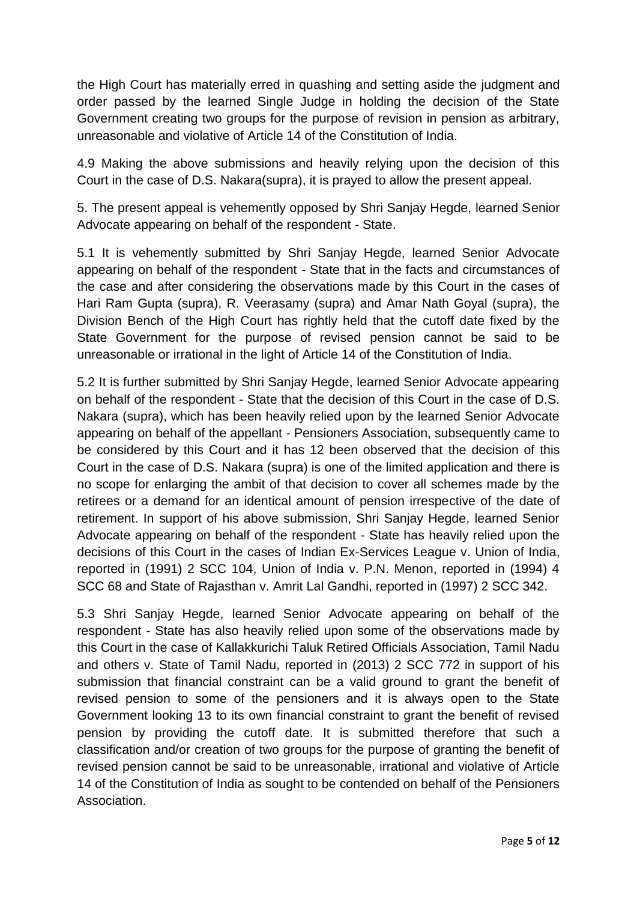the High Court has materially erred in quashing and setting aside the judgment and order passed by the learned Single Judge in holding the decision of the State Government creating two groups for the purpose of revision in pension as arbitrary, unreasonable and violative of Article 14 of the Constitution of India.

4.9 Making the above submissions and heavily relying upon the decision of this Court in the case of D.S. Nakara(supra), it is prayed to allow the present appeal.

5. The present appeal is vehemently opposed by Shri Sanjay Hegde, learned Senior Advocate appearing on behalf of the respondent - State.

5.1 It is vehemently submitted by Shri Sanjay Hegde, learned Senior Advocate appearing on behalf of the respondent - State that in the facts and circumstances of the case and after considering the observations made by this Court in the cases of Hari Ram Gupta (supra), R. Veerasamy (supra) and Amar Nath Goyal (supra), the Division Bench of the High Court has rightly held that the cutoff date fixed by the State Government for the purpose of revised pension cannot be said to be unreasonable or irrational in the light of Article 14 of the Constitution of India.

5.2 It is further submitted by Shri Sanjay Hegde, learned Senior Advocate appearing on behalf of the respondent - State that the decision of this Court in the case of D.S. Nakara (supra), which has been heavily relied upon by the learned Senior Advocate appearing on behalf of the appellant - Pensioners Association, subsequently came to be considered by this Court and it has 12 been observed that the decision of this Court in the case of D.S. Nakara (supra) is one of the limited application and there is no scope for enlarging the ambit of that decision to cover all schemes made by the retirees or a demand for an identical amount of pension irrespective of the date of retirement. In support of his above submission, Shri Sanjay Hegde, learned Senior Advocate appearing on behalf of the respondent - State has heavily relied upon the decisions of this Court in the cases of Indian Ex-Services League v. Union of India, reported in (1991) 2 SCC 104, Union of India v. P.N. Menon, reported in (1994) 4 SCC 68 and State of Rajasthan v. Amrit Lal Gandhi, reported in (1997) 2 SCC 342.

5.3 Shri Sanjay Hegde, learned Senior Advocate appearing on behalf of the respondent - State has also heavily relied upon some of the observations made by this Court in the case of Kallakkurichi Taluk Retired Officials Association, Tamil Nadu and others v. State of Tamil Nadu, reported in (2013) 2 SCC 772 in support of his submission that financial constraint can be a valid ground to grant the benefit of revised pension to some of the pensioners and it is always open to the State Government looking 13 to its own financial constraint to grant the benefit of revised pension by providing the cutoff date. It is submitted therefore that such a classification and/or creation of two groups for the purpose of granting the benefit of revised pension cannot be said to be unreasonable, irrational and violative of Article 14 of the Constitution of India as sought to be contended on behalf of the Pensioners Association.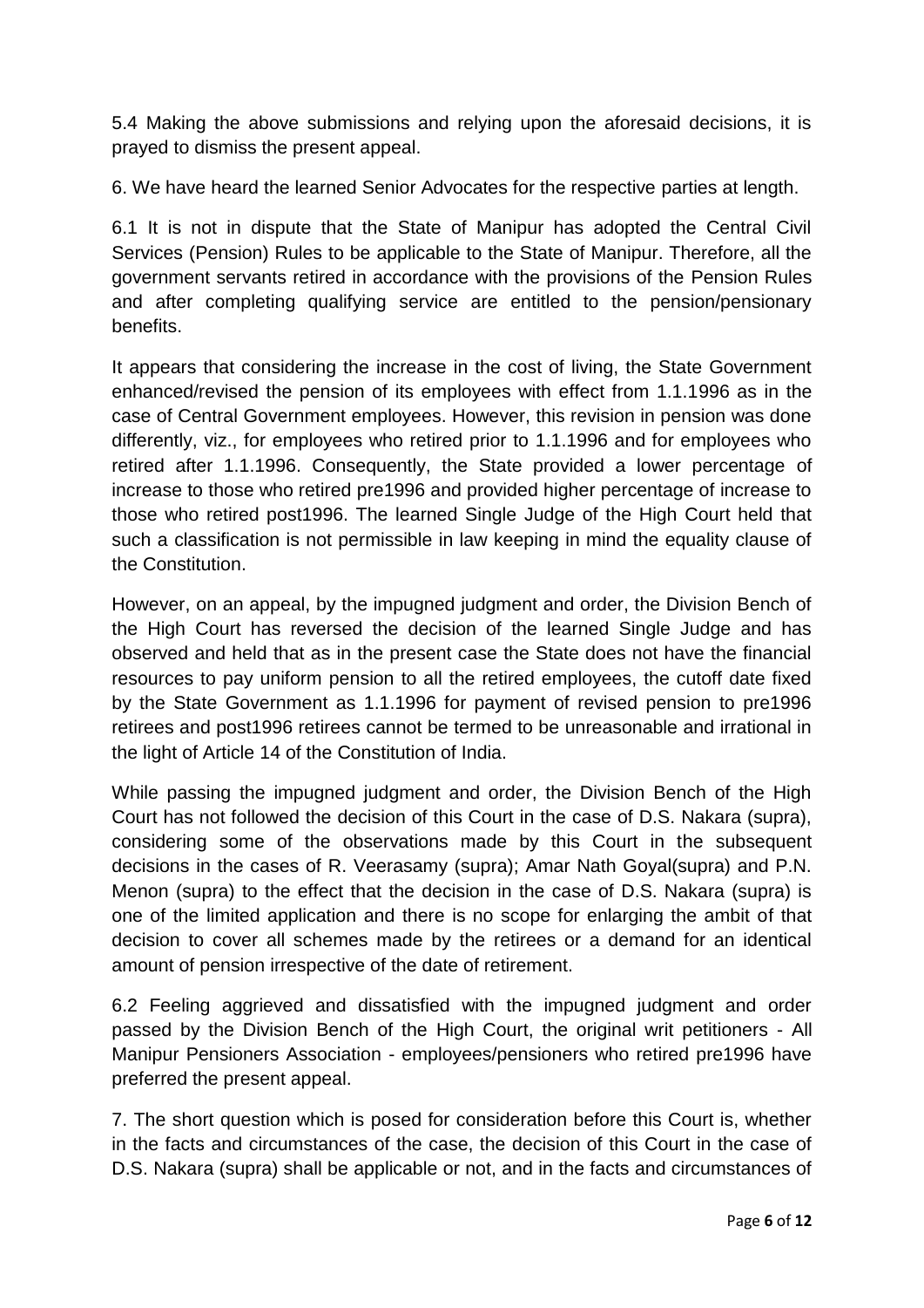5.4 Making the above submissions and relying upon the aforesaid decisions, it is prayed to dismiss the present appeal.

6. We have heard the learned Senior Advocates for the respective parties at length.

6.1 It is not in dispute that the State of Manipur has adopted the Central Civil Services (Pension) Rules to be applicable to the State of Manipur. Therefore, all the government servants retired in accordance with the provisions of the Pension Rules and after completing qualifying service are entitled to the pension/pensionary benefits.

It appears that considering the increase in the cost of living, the State Government enhanced/revised the pension of its employees with effect from 1.1.1996 as in the case of Central Government employees. However, this revision in pension was done differently, viz., for employees who retired prior to 1.1.1996 and for employees who retired after 1.1.1996. Consequently, the State provided a lower percentage of increase to those who retired pre1996 and provided higher percentage of increase to those who retired post1996. The learned Single Judge of the High Court held that such a classification is not permissible in law keeping in mind the equality clause of the Constitution.

However, on an appeal, by the impugned judgment and order, the Division Bench of the High Court has reversed the decision of the learned Single Judge and has observed and held that as in the present case the State does not have the financial resources to pay uniform pension to all the retired employees, the cutoff date fixed by the State Government as 1.1.1996 for payment of revised pension to pre1996 retirees and post1996 retirees cannot be termed to be unreasonable and irrational in the light of Article 14 of the Constitution of India.

While passing the impugned judgment and order, the Division Bench of the High Court has not followed the decision of this Court in the case of D.S. Nakara (supra), considering some of the observations made by this Court in the subsequent decisions in the cases of R. Veerasamy (supra); Amar Nath Goyal(supra) and P.N. Menon (supra) to the effect that the decision in the case of D.S. Nakara (supra) is one of the limited application and there is no scope for enlarging the ambit of that decision to cover all schemes made by the retirees or a demand for an identical amount of pension irrespective of the date of retirement.

6.2 Feeling aggrieved and dissatisfied with the impugned judgment and order passed by the Division Bench of the High Court, the original writ petitioners - All Manipur Pensioners Association - employees/pensioners who retired pre1996 have preferred the present appeal.

7. The short question which is posed for consideration before this Court is, whether in the facts and circumstances of the case, the decision of this Court in the case of D.S. Nakara (supra) shall be applicable or not, and in the facts and circumstances of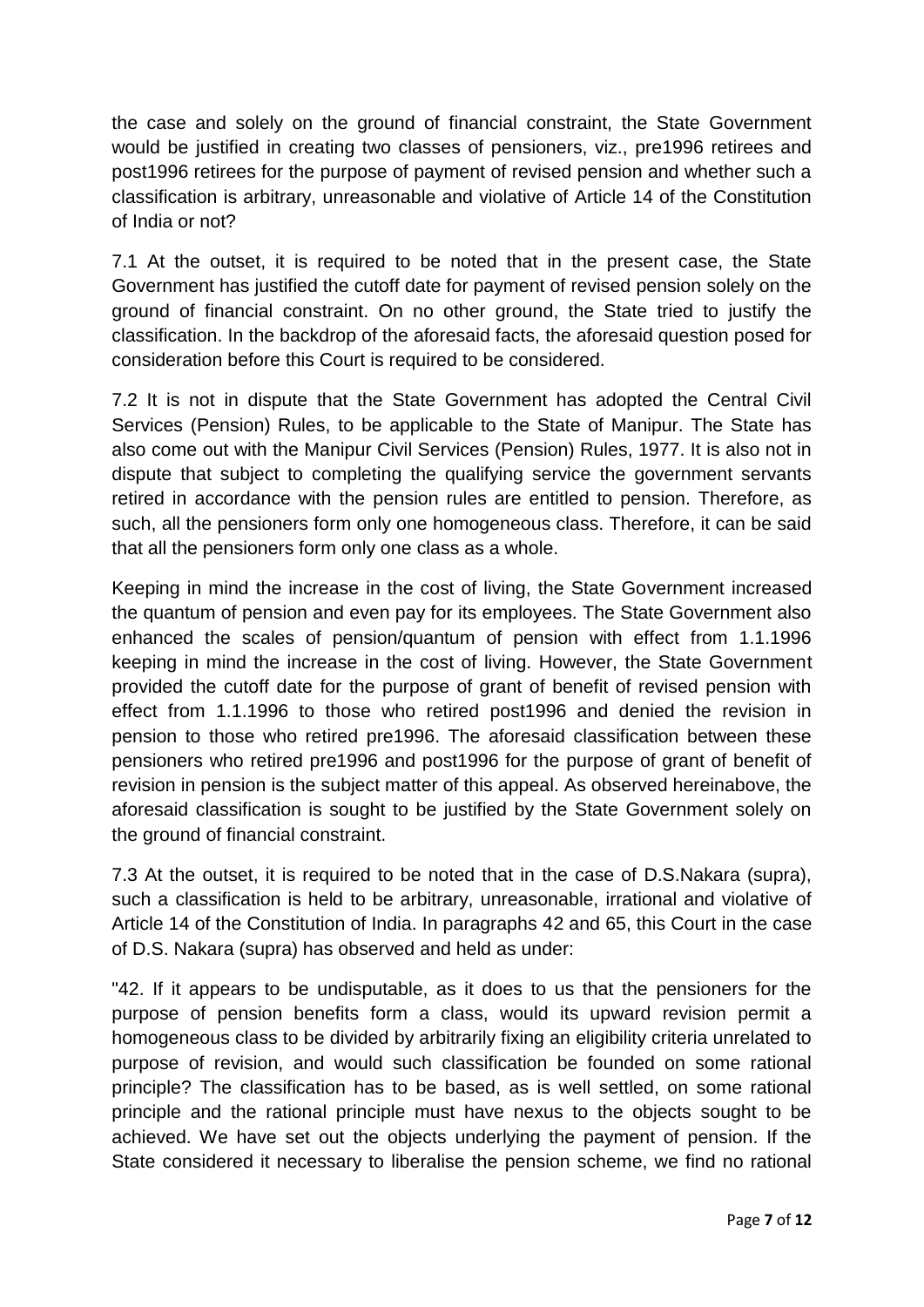the case and solely on the ground of financial constraint, the State Government would be justified in creating two classes of pensioners, viz., pre1996 retirees and post1996 retirees for the purpose of payment of revised pension and whether such a classification is arbitrary, unreasonable and violative of Article 14 of the Constitution of India or not?

7.1 At the outset, it is required to be noted that in the present case, the State Government has justified the cutoff date for payment of revised pension solely on the ground of financial constraint. On no other ground, the State tried to justify the classification. In the backdrop of the aforesaid facts, the aforesaid question posed for consideration before this Court is required to be considered.

7.2 It is not in dispute that the State Government has adopted the Central Civil Services (Pension) Rules, to be applicable to the State of Manipur. The State has also come out with the Manipur Civil Services (Pension) Rules, 1977. It is also not in dispute that subject to completing the qualifying service the government servants retired in accordance with the pension rules are entitled to pension. Therefore, as such, all the pensioners form only one homogeneous class. Therefore, it can be said that all the pensioners form only one class as a whole.

Keeping in mind the increase in the cost of living, the State Government increased the quantum of pension and even pay for its employees. The State Government also enhanced the scales of pension/quantum of pension with effect from 1.1.1996 keeping in mind the increase in the cost of living. However, the State Government provided the cutoff date for the purpose of grant of benefit of revised pension with effect from 1.1.1996 to those who retired post1996 and denied the revision in pension to those who retired pre1996. The aforesaid classification between these pensioners who retired pre1996 and post1996 for the purpose of grant of benefit of revision in pension is the subject matter of this appeal. As observed hereinabove, the aforesaid classification is sought to be justified by the State Government solely on the ground of financial constraint.

7.3 At the outset, it is required to be noted that in the case of D.S.Nakara (supra), such a classification is held to be arbitrary, unreasonable, irrational and violative of Article 14 of the Constitution of India. In paragraphs 42 and 65, this Court in the case of D.S. Nakara (supra) has observed and held as under:

"42. If it appears to be undisputable, as it does to us that the pensioners for the purpose of pension benefits form a class, would its upward revision permit a homogeneous class to be divided by arbitrarily fixing an eligibility criteria unrelated to purpose of revision, and would such classification be founded on some rational principle? The classification has to be based, as is well settled, on some rational principle and the rational principle must have nexus to the objects sought to be achieved. We have set out the objects underlying the payment of pension. If the State considered it necessary to liberalise the pension scheme, we find no rational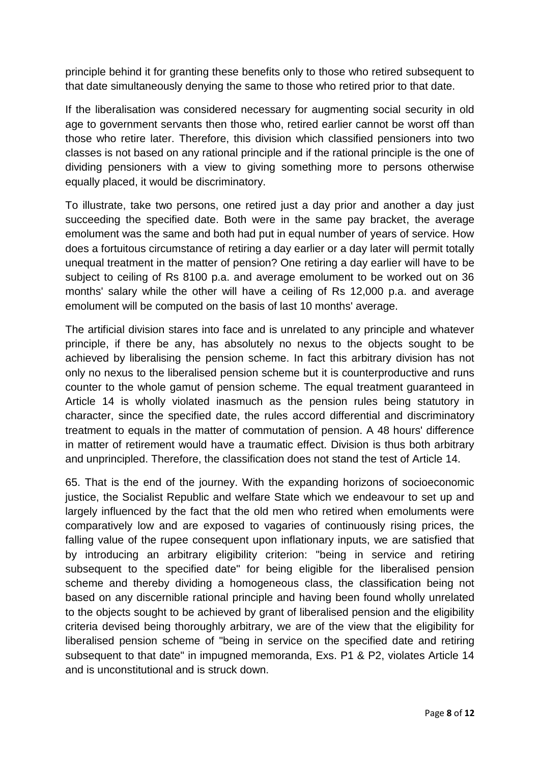principle behind it for granting these benefits only to those who retired subsequent to that date simultaneously denying the same to those who retired prior to that date.

If the liberalisation was considered necessary for augmenting social security in old age to government servants then those who, retired earlier cannot be worst off than those who retire later. Therefore, this division which classified pensioners into two classes is not based on any rational principle and if the rational principle is the one of dividing pensioners with a view to giving something more to persons otherwise equally placed, it would be discriminatory.

To illustrate, take two persons, one retired just a day prior and another a day just succeeding the specified date. Both were in the same pay bracket, the average emolument was the same and both had put in equal number of years of service. How does a fortuitous circumstance of retiring a day earlier or a day later will permit totally unequal treatment in the matter of pension? One retiring a day earlier will have to be subject to ceiling of Rs 8100 p.a. and average emolument to be worked out on 36 months' salary while the other will have a ceiling of Rs 12,000 p.a. and average emolument will be computed on the basis of last 10 months' average.

The artificial division stares into face and is unrelated to any principle and whatever principle, if there be any, has absolutely no nexus to the objects sought to be achieved by liberalising the pension scheme. In fact this arbitrary division has not only no nexus to the liberalised pension scheme but it is counterproductive and runs counter to the whole gamut of pension scheme. The equal treatment guaranteed in Article 14 is wholly violated inasmuch as the pension rules being statutory in character, since the specified date, the rules accord differential and discriminatory treatment to equals in the matter of commutation of pension. A 48 hours' difference in matter of retirement would have a traumatic effect. Division is thus both arbitrary and unprincipled. Therefore, the classification does not stand the test of Article 14.

65. That is the end of the journey. With the expanding horizons of socioeconomic justice, the Socialist Republic and welfare State which we endeavour to set up and largely influenced by the fact that the old men who retired when emoluments were comparatively low and are exposed to vagaries of continuously rising prices, the falling value of the rupee consequent upon inflationary inputs, we are satisfied that by introducing an arbitrary eligibility criterion: "being in service and retiring subsequent to the specified date" for being eligible for the liberalised pension scheme and thereby dividing a homogeneous class, the classification being not based on any discernible rational principle and having been found wholly unrelated to the objects sought to be achieved by grant of liberalised pension and the eligibility criteria devised being thoroughly arbitrary, we are of the view that the eligibility for liberalised pension scheme of "being in service on the specified date and retiring subsequent to that date" in impugned memoranda, Exs. P1 & P2, violates Article 14 and is unconstitutional and is struck down.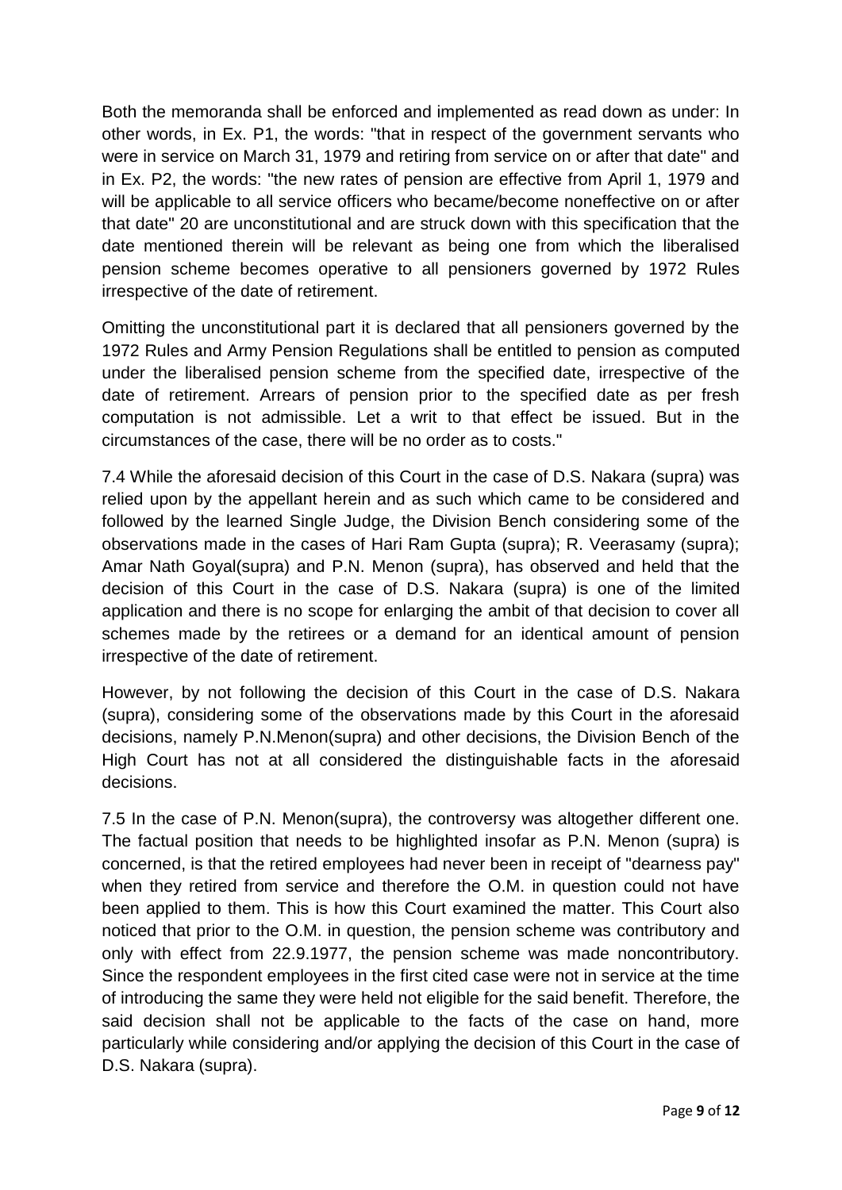Both the memoranda shall be enforced and implemented as read down as under: In other words, in Ex. P1, the words: "that in respect of the government servants who were in service on March 31, 1979 and retiring from service on or after that date" and in Ex. P2, the words: "the new rates of pension are effective from April 1, 1979 and will be applicable to all service officers who became/become noneffective on or after that date" 20 are unconstitutional and are struck down with this specification that the date mentioned therein will be relevant as being one from which the liberalised pension scheme becomes operative to all pensioners governed by 1972 Rules irrespective of the date of retirement.

Omitting the unconstitutional part it is declared that all pensioners governed by the 1972 Rules and Army Pension Regulations shall be entitled to pension as computed under the liberalised pension scheme from the specified date, irrespective of the date of retirement. Arrears of pension prior to the specified date as per fresh computation is not admissible. Let a writ to that effect be issued. But in the circumstances of the case, there will be no order as to costs."

7.4 While the aforesaid decision of this Court in the case of D.S. Nakara (supra) was relied upon by the appellant herein and as such which came to be considered and followed by the learned Single Judge, the Division Bench considering some of the observations made in the cases of Hari Ram Gupta (supra); R. Veerasamy (supra); Amar Nath Goyal(supra) and P.N. Menon (supra), has observed and held that the decision of this Court in the case of D.S. Nakara (supra) is one of the limited application and there is no scope for enlarging the ambit of that decision to cover all schemes made by the retirees or a demand for an identical amount of pension irrespective of the date of retirement.

However, by not following the decision of this Court in the case of D.S. Nakara (supra), considering some of the observations made by this Court in the aforesaid decisions, namely P.N.Menon(supra) and other decisions, the Division Bench of the High Court has not at all considered the distinguishable facts in the aforesaid decisions.

7.5 In the case of P.N. Menon(supra), the controversy was altogether different one. The factual position that needs to be highlighted insofar as P.N. Menon (supra) is concerned, is that the retired employees had never been in receipt of "dearness pay" when they retired from service and therefore the O.M. in question could not have been applied to them. This is how this Court examined the matter. This Court also noticed that prior to the O.M. in question, the pension scheme was contributory and only with effect from 22.9.1977, the pension scheme was made noncontributory. Since the respondent employees in the first cited case were not in service at the time of introducing the same they were held not eligible for the said benefit. Therefore, the said decision shall not be applicable to the facts of the case on hand, more particularly while considering and/or applying the decision of this Court in the case of D.S. Nakara (supra).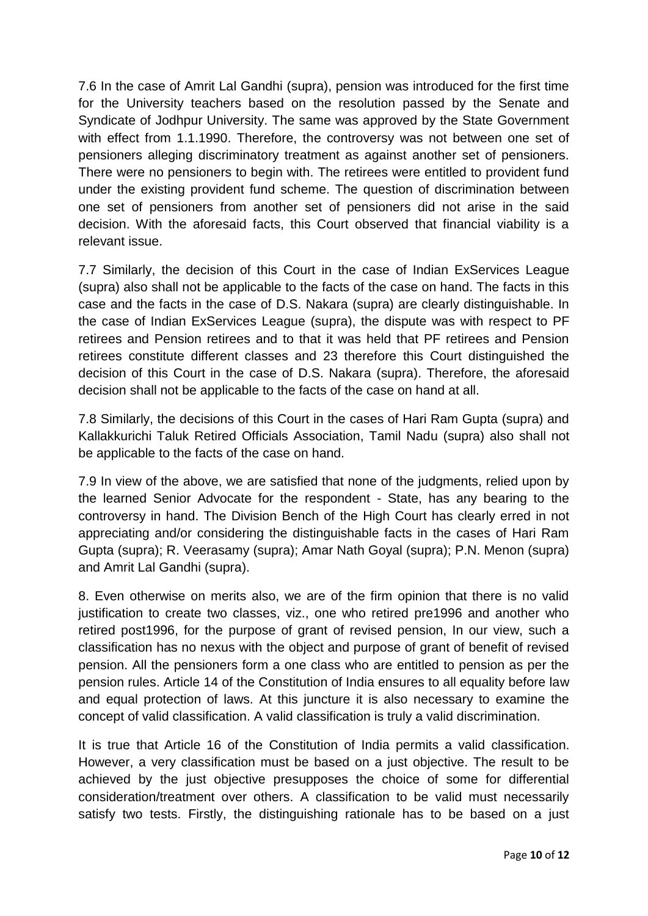7.6 In the case of Amrit Lal Gandhi (supra), pension was introduced for the first time for the University teachers based on the resolution passed by the Senate and Syndicate of Jodhpur University. The same was approved by the State Government with effect from 1.1.1990. Therefore, the controversy was not between one set of pensioners alleging discriminatory treatment as against another set of pensioners. There were no pensioners to begin with. The retirees were entitled to provident fund under the existing provident fund scheme. The question of discrimination between one set of pensioners from another set of pensioners did not arise in the said decision. With the aforesaid facts, this Court observed that financial viability is a relevant issue.

7.7 Similarly, the decision of this Court in the case of Indian ExServices League (supra) also shall not be applicable to the facts of the case on hand. The facts in this case and the facts in the case of D.S. Nakara (supra) are clearly distinguishable. In the case of Indian ExServices League (supra), the dispute was with respect to PF retirees and Pension retirees and to that it was held that PF retirees and Pension retirees constitute different classes and 23 therefore this Court distinguished the decision of this Court in the case of D.S. Nakara (supra). Therefore, the aforesaid decision shall not be applicable to the facts of the case on hand at all.

7.8 Similarly, the decisions of this Court in the cases of Hari Ram Gupta (supra) and Kallakkurichi Taluk Retired Officials Association, Tamil Nadu (supra) also shall not be applicable to the facts of the case on hand.

7.9 In view of the above, we are satisfied that none of the judgments, relied upon by the learned Senior Advocate for the respondent - State, has any bearing to the controversy in hand. The Division Bench of the High Court has clearly erred in not appreciating and/or considering the distinguishable facts in the cases of Hari Ram Gupta (supra); R. Veerasamy (supra); Amar Nath Goyal (supra); P.N. Menon (supra) and Amrit Lal Gandhi (supra).

8. Even otherwise on merits also, we are of the firm opinion that there is no valid justification to create two classes, viz., one who retired pre1996 and another who retired post1996, for the purpose of grant of revised pension, In our view, such a classification has no nexus with the object and purpose of grant of benefit of revised pension. All the pensioners form a one class who are entitled to pension as per the pension rules. Article 14 of the Constitution of India ensures to all equality before law and equal protection of laws. At this juncture it is also necessary to examine the concept of valid classification. A valid classification is truly a valid discrimination.

It is true that Article 16 of the Constitution of India permits a valid classification. However, a very classification must be based on a just objective. The result to be achieved by the just objective presupposes the choice of some for differential consideration/treatment over others. A classification to be valid must necessarily satisfy two tests. Firstly, the distinguishing rationale has to be based on a just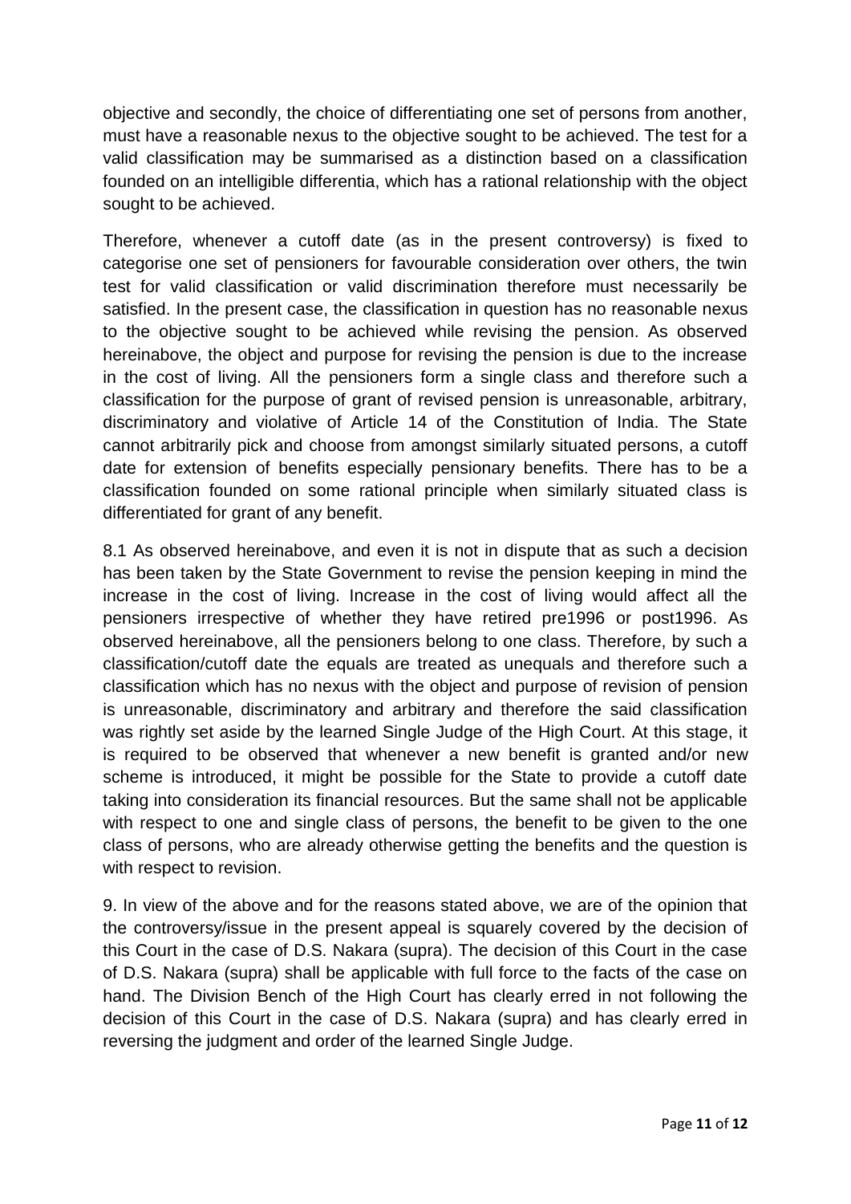objective and secondly, the choice of differentiating one set of persons from another, must have a reasonable nexus to the objective sought to be achieved. The test for a valid classification may be summarised as a distinction based on a classification founded on an intelligible differentia, which has a rational relationship with the object sought to be achieved.

Therefore, whenever a cutoff date (as in the present controversy) is fixed to categorise one set of pensioners for favourable consideration over others, the twin test for valid classification or valid discrimination therefore must necessarily be satisfied. In the present case, the classification in question has no reasonable nexus to the objective sought to be achieved while revising the pension. As observed hereinabove, the object and purpose for revising the pension is due to the increase in the cost of living. All the pensioners form a single class and therefore such a classification for the purpose of grant of revised pension is unreasonable, arbitrary, discriminatory and violative of Article 14 of the Constitution of India. The State cannot arbitrarily pick and choose from amongst similarly situated persons, a cutoff date for extension of benefits especially pensionary benefits. There has to be a classification founded on some rational principle when similarly situated class is differentiated for grant of any benefit.

8.1 As observed hereinabove, and even it is not in dispute that as such a decision has been taken by the State Government to revise the pension keeping in mind the increase in the cost of living. Increase in the cost of living would affect all the pensioners irrespective of whether they have retired pre1996 or post1996. As observed hereinabove, all the pensioners belong to one class. Therefore, by such a classification/cutoff date the equals are treated as unequals and therefore such a classification which has no nexus with the object and purpose of revision of pension is unreasonable, discriminatory and arbitrary and therefore the said classification was rightly set aside by the learned Single Judge of the High Court. At this stage, it is required to be observed that whenever a new benefit is granted and/or new scheme is introduced, it might be possible for the State to provide a cutoff date taking into consideration its financial resources. But the same shall not be applicable with respect to one and single class of persons, the benefit to be given to the one class of persons, who are already otherwise getting the benefits and the question is with respect to revision.

9. In view of the above and for the reasons stated above, we are of the opinion that the controversy/issue in the present appeal is squarely covered by the decision of this Court in the case of D.S. Nakara (supra). The decision of this Court in the case of D.S. Nakara (supra) shall be applicable with full force to the facts of the case on hand. The Division Bench of the High Court has clearly erred in not following the decision of this Court in the case of D.S. Nakara (supra) and has clearly erred in reversing the judgment and order of the learned Single Judge.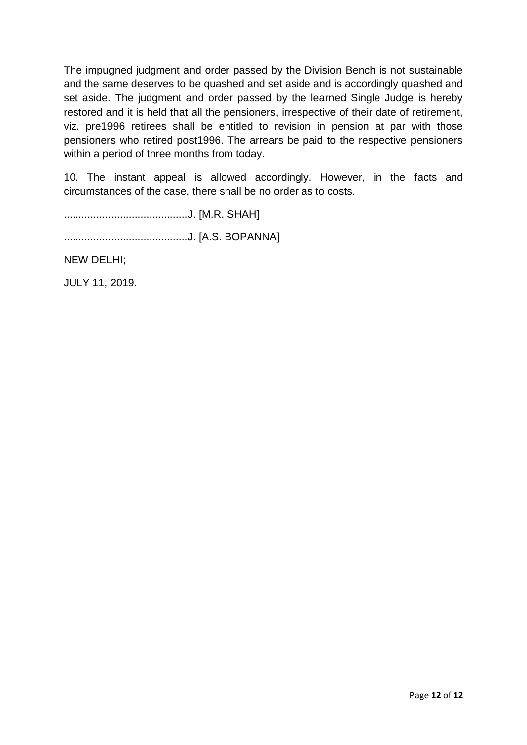The impugned judgment and order passed by the Division Bench is not sustainable and the same deserves to be quashed and set aside and is accordingly quashed and set aside. The judgment and order passed by the learned Single Judge is hereby restored and it is held that all the pensioners, irrespective of their date of retirement, viz. pre1996 retirees shall be entitled to revision in pension at par with those pensioners who retired post1996. The arrears be paid to the respective pensioners within a period of three months from today.

10. The instant appeal is allowed accordingly. However, in the facts and circumstances of the case, there shall be no order as to costs.

..........................................J. [M.R. SHAH]

..........................................J. [A.S. BOPANNA]

NEW DELHI;

JULY 11, 2019.